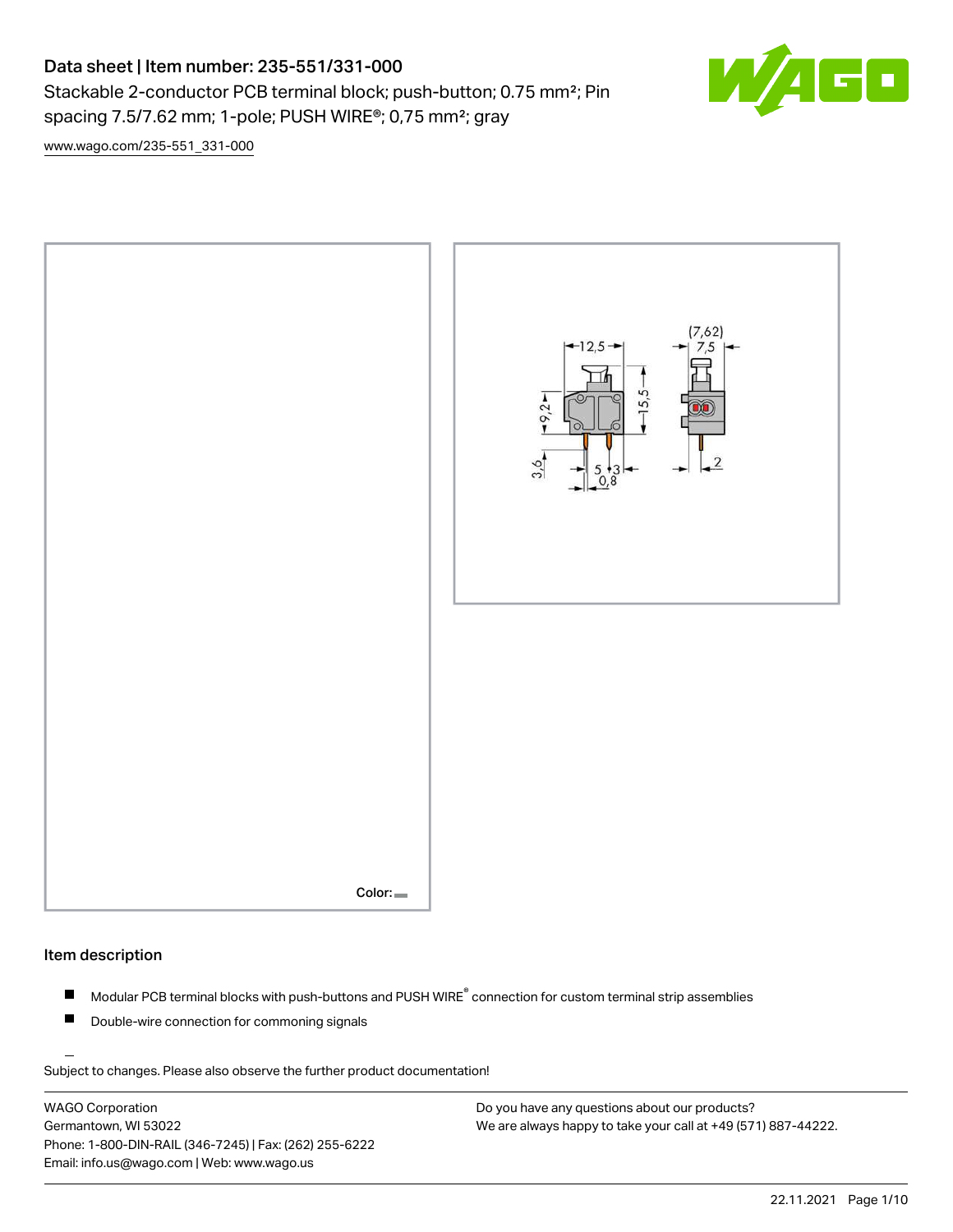# Data sheet | Item number: 235-551/331-000

Stackable 2-conductor PCB terminal block; push-button; 0.75 mm²; Pin spacing 7.5/7.62 mm; 1-pole; PUSH WIRE®; 0,75 mm²; gray

www.wago.com/235-551_331-000

Color:

## Item description

- Modular PCB terminal blocks with push-buttons and PUSH WIRE® connection for custom terminal strip assemblies
- Double-wire connection for commoning signals

Subject to changes. Please also observe the further product documentation!

WAGO Corporation
Germantown, WI 53022
Phone: 1-800-DIN-RAIL (346-7245) | Fax: (262) 255-6222
Email: info.us@wago.com | Web: www.wago.us

Do you have any questions about our products?
We are always happy to take your call at +49 (571) 887-44222.

22.11.2021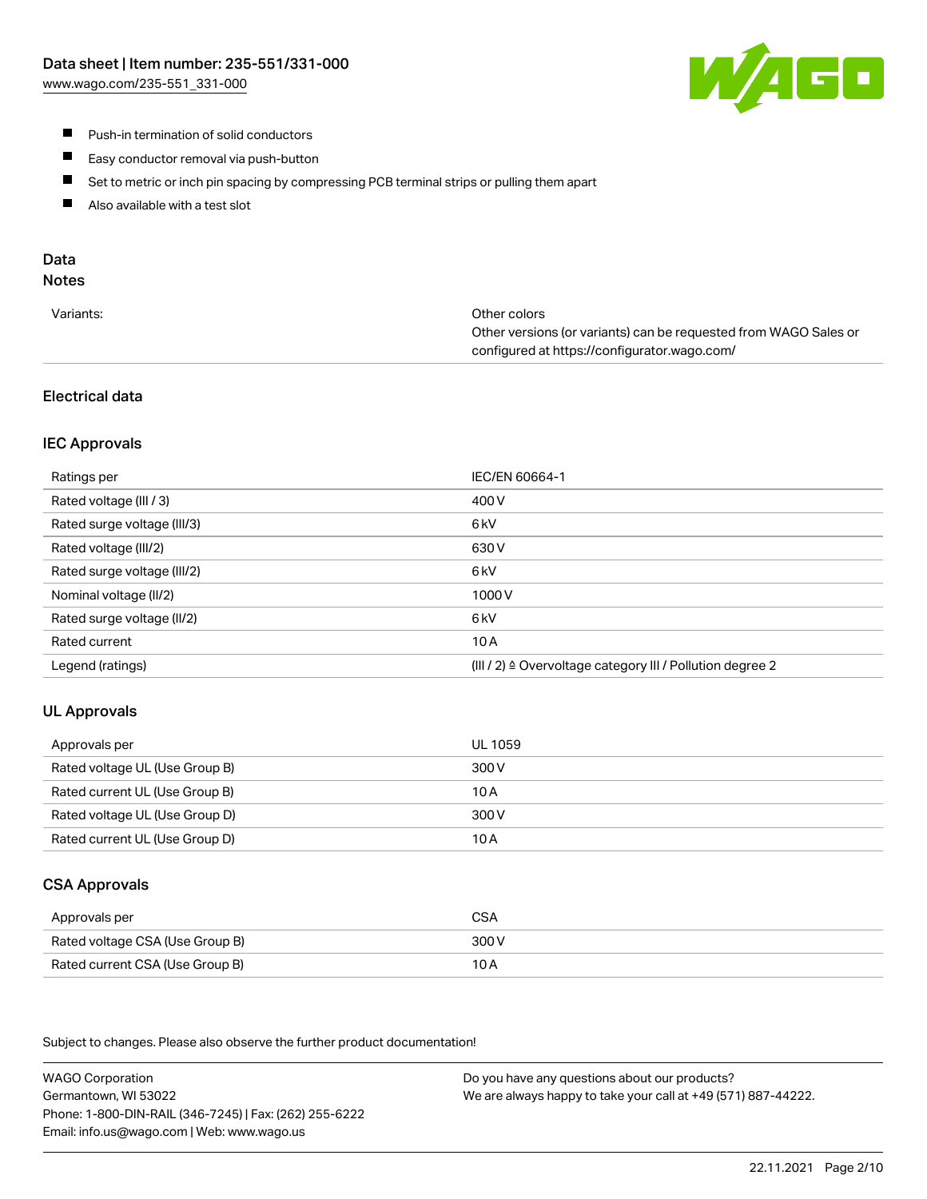- Push-in termination of solid conductors
- Easy conductor removal via push-button
- Set to metric or inch pin spacing by compressing PCB terminal strips or pulling them apart
- Also available with a test slot

## Data

### Notes

| | |
|---|---|
| Variants: | Other colors<br>Other versions (or variants) can be requested from WAGO Sales or configured at https://configurator.wago.com/ |

### Electrical data

#### IEC Approvals

| | |
|---|---|
| Ratings per | IEC/EN 60664-1 |
| Rated voltage (III / 3) | 400 V |
| Rated surge voltage (III/3) | 6 kV |
| Rated voltage (III/2) | 630 V |
| Rated surge voltage (III/2) | 6 kV |
| Nominal voltage (II/2) | 1000 V |
| Rated surge voltage (II/2) | 6 kV |
| Rated current | 10 A |
| Legend (ratings) | (III / 2) ≙ Overvoltage category III / Pollution degree 2 |

#### UL Approvals

| | |
|---|---|
| Approvals per | UL 1059 |
| Rated voltage UL (Use Group B) | 300 V |
| Rated current UL (Use Group B) | 10 A |
| Rated voltage UL (Use Group D) | 300 V |
| Rated current UL (Use Group D) | 10 A |

#### CSA Approvals

| | |
|---|---|
| Approvals per | CSA |
| Rated voltage CSA (Use Group B) | 300 V |
| Rated current CSA (Use Group B) | 10 A |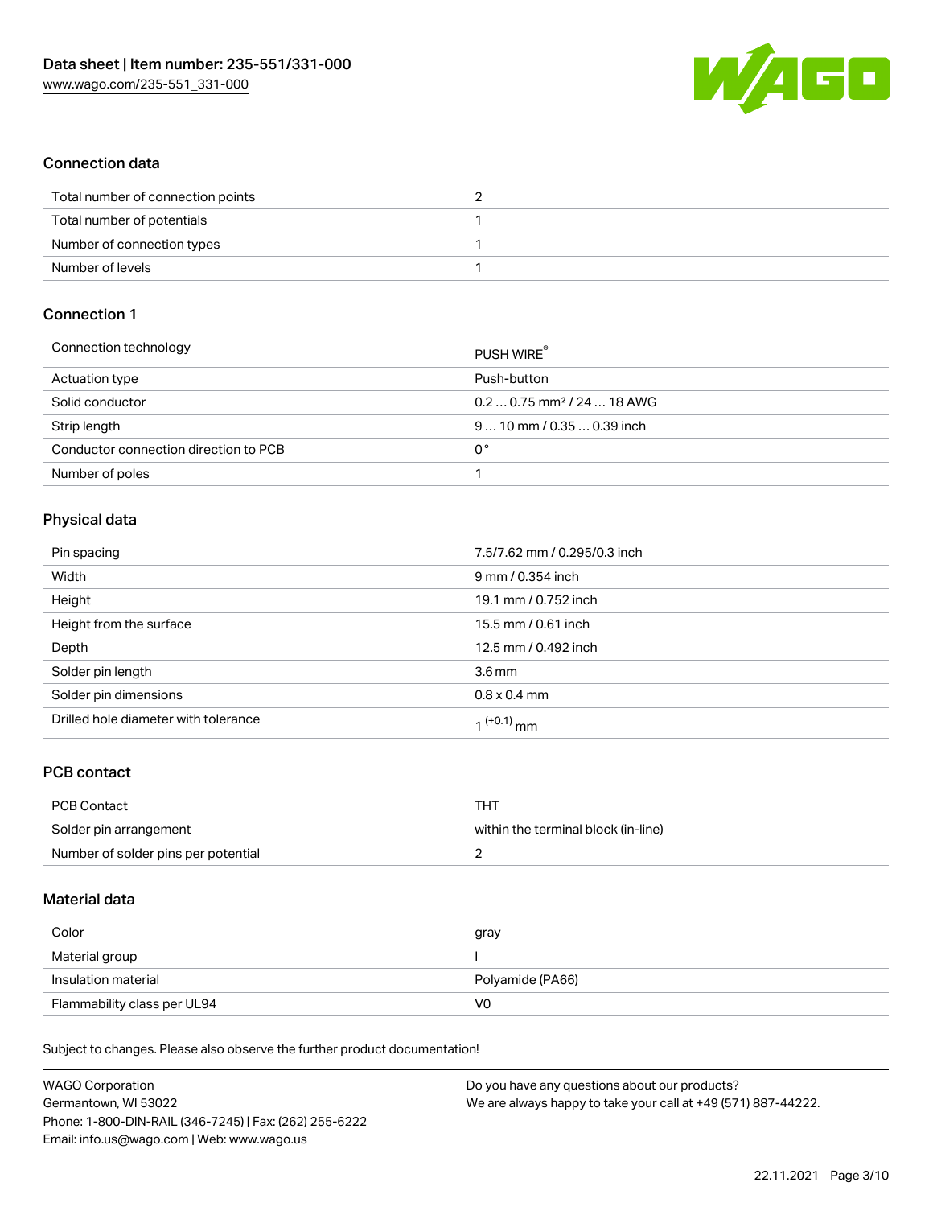## Connection data

| Total number of connection points | 2 |
| --- | --- |
| Total number of potentials | 1 |
| Number of connection types | 1 |
| Number of levels | 1 |

## Connection 1

| Connection technology | PUSH WIRE® |
| --- | --- |
| Actuation type | Push-button |
| Solid conductor | 0.2 … 0.75 mm² / 24 … 18 AWG |
| Strip length | 9 … 10 mm / 0.35 … 0.39 inch |
| Conductor connection direction to PCB | 0 ° |
| Number of poles | 1 |

## Physical data

| Pin spacing | 7.5/7.62 mm / 0.295/0.3 inch |
| --- | --- |
| Width | 9 mm / 0.354 inch |
| Height | 19.1 mm / 0.752 inch |
| Height from the surface | 15.5 mm / 0.61 inch |
| Depth | 12.5 mm / 0.492 inch |
| Solder pin length | 3.6 mm |
| Solder pin dimensions | 0.8 x 0.4 mm |
| Drilled hole diameter with tolerance | $1^{(+0.1)}$ mm |

## PCB contact

| PCB Contact | THT |
| --- | --- |
| Solder pin arrangement | within the terminal block (in-line) |
| Number of solder pins per potential | 2 |

## Material data

| Color | gray |
| --- | --- |
| Material group | I |
| Insulation material | Polyamide (PA66) |
| Flammability class per UL94 | V0 |

Subject to changes. Please also observe the further product documentation!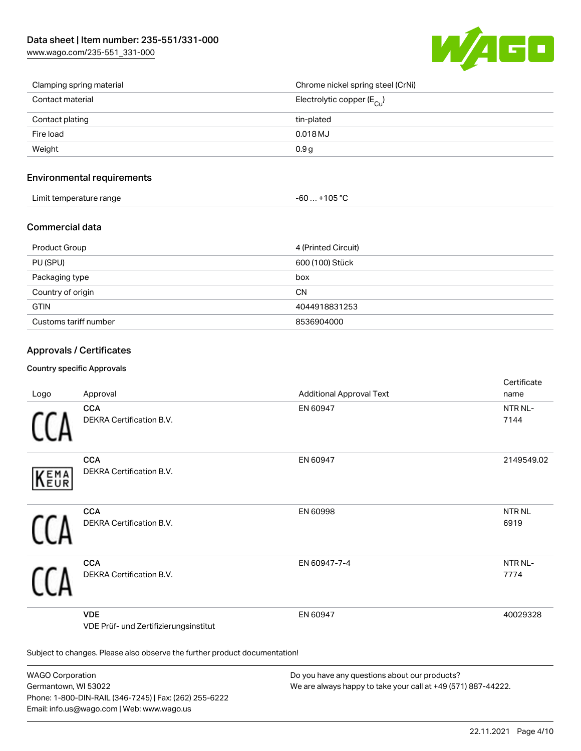| Clamping spring material | Chrome nickel spring steel (CrNi) |
| --- | --- |
| Contact material | Electrolytic copper ($E_{Cu}$) |
| Contact plating | tin-plated |
| Fire load | 0.018 MJ |
| Weight | 0.9 g |

## Environmental requirements

| Limit temperature range | -60 … +105 °C |
| --- | --- |

## Commercial data

| Product Group | 4 (Printed Circuit) |
| --- | --- |
| PU (SPU) | 600 (100) Stück |
| Packaging type | box |
| Country of origin | CN |
| GTIN | 4044918831253 |
| Customs tariff number | 8536904000 |

## Approvals / Certificates

### Country specific Approvals

| Logo | Approval | Additional Approval Text | Certificate name |
| --- | --- | --- | --- |
| | **CCA** DEKRA Certification B.V. | EN 60947 | NTR NL-7144 |
| | **CCA** DEKRA Certification B.V. | EN 60947 | 2149549.02 |
| | **CCA** DEKRA Certification B.V. | EN 60998 | NTR NL 6919 |
| | **CCA** DEKRA Certification B.V. | EN 60947-7-4 | NTR NL-7774 |
| | **VDE** VDE Prüf- und Zertifizierungsinstitut | EN 60947 | 40029328 |

Subject to changes. Please also observe the further product documentation!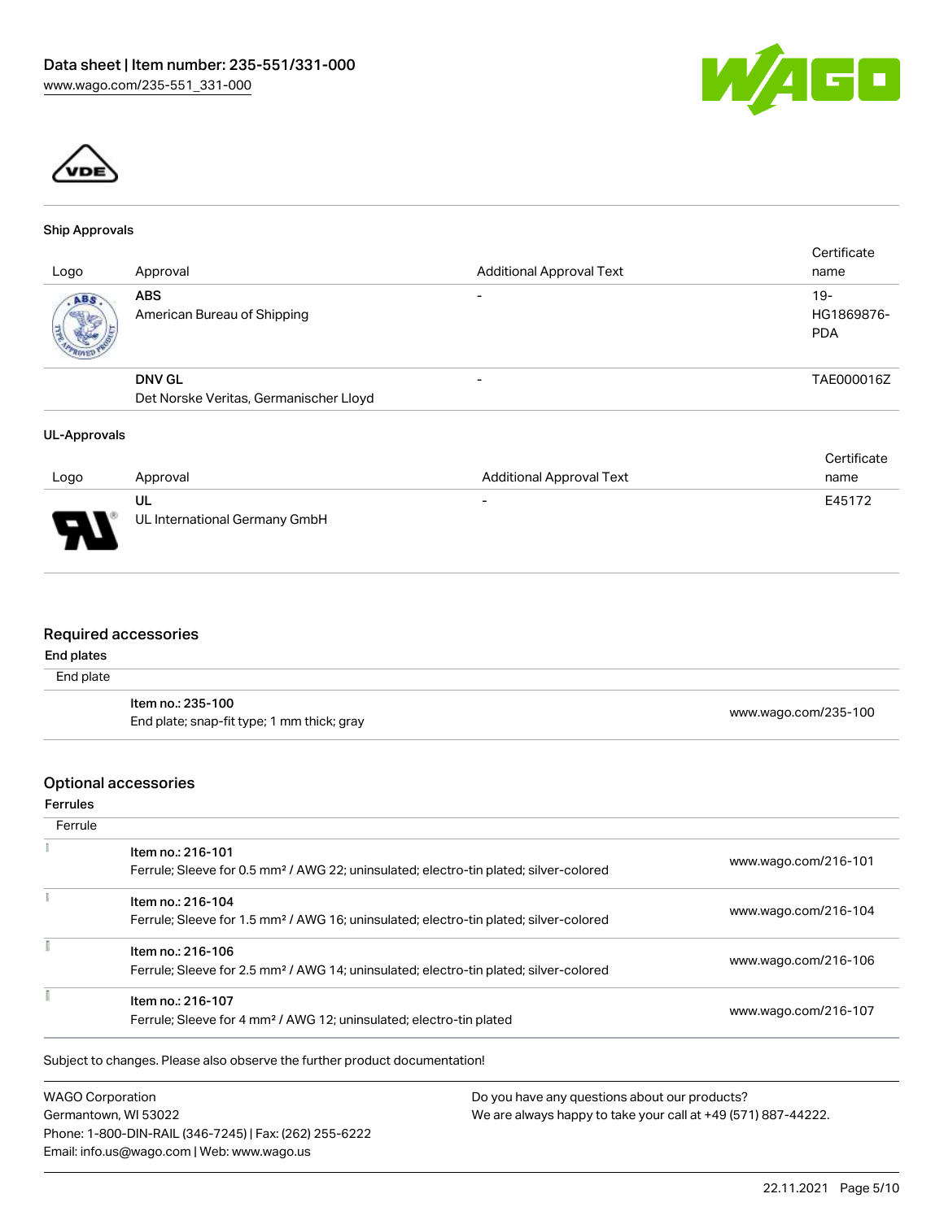### Ship Approvals

| Logo | Approval | Additional Approval Text | Certificate name |
|---|---|---|---|
| | **ABS** American Bureau of Shipping | - | 19-HG1869876-PDA |
| | **DNV GL** Det Norske Veritas, Germanischer Lloyd | - | TAE000016Z |

### UL-Approvals

| Logo | Approval | Additional Approval Text | Certificate name |
|---|---|---|---|
| | **UL** UL International Germany GmbH | - | E45172 |

## Required accessories

### End plates

End plate

| | |
|---|---|
| Item no.: 235-100<br>End plate; snap-fit type; 1 mm thick; gray | www.wago.com/235-100 |

## Optional accessories

### Ferrules

Ferrule

| | |
|---|---|
| Item no.: 216-101<br>Ferrule; Sleeve for 0.5 mm² / AWG 22; uninsulated; electro-tin plated; silver-colored | www.wago.com/216-101 |
| Item no.: 216-104<br>Ferrule; Sleeve for 1.5 mm² / AWG 16; uninsulated; electro-tin plated; silver-colored | www.wago.com/216-104 |
| Item no.: 216-106<br>Ferrule; Sleeve for 2.5 mm² / AWG 14; uninsulated; electro-tin plated; silver-colored | www.wago.com/216-106 |
| Item no.: 216-107<br>Ferrule; Sleeve for 4 mm² / AWG 12; uninsulated; electro-tin plated | www.wago.com/216-107 |

Subject to changes. Please also observe the further product documentation!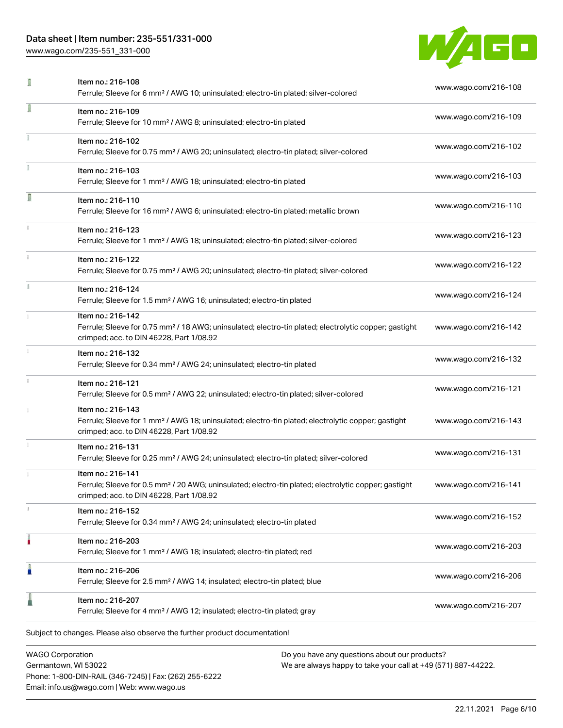| | | |
|---|---|---|
| | Item no.: 216-108<br>Ferrule; Sleeve for 6 mm² / AWG 10; uninsulated; electro-tin plated; silver-colored | www.wago.com/216-108 |
| | Item no.: 216-109<br>Ferrule; Sleeve for 10 mm² / AWG 8; uninsulated; electro-tin plated | www.wago.com/216-109 |
| | Item no.: 216-102<br>Ferrule; Sleeve for 0.75 mm² / AWG 20; uninsulated; electro-tin plated; silver-colored | www.wago.com/216-102 |
| | Item no.: 216-103<br>Ferrule; Sleeve for 1 mm² / AWG 18; uninsulated; electro-tin plated | www.wago.com/216-103 |
| | Item no.: 216-110<br>Ferrule; Sleeve for 16 mm² / AWG 6; uninsulated; electro-tin plated; metallic brown | www.wago.com/216-110 |
| | Item no.: 216-123<br>Ferrule; Sleeve for 1 mm² / AWG 18; uninsulated; electro-tin plated; silver-colored | www.wago.com/216-123 |
| | Item no.: 216-122<br>Ferrule; Sleeve for 0.75 mm² / AWG 20; uninsulated; electro-tin plated; silver-colored | www.wago.com/216-122 |
| | Item no.: 216-124<br>Ferrule; Sleeve for 1.5 mm² / AWG 16; uninsulated; electro-tin plated | www.wago.com/216-124 |
| | Item no.: 216-142<br>Ferrule; Sleeve for 0.75 mm² / 18 AWG; uninsulated; electro-tin plated; electrolytic copper; gastight crimped; acc. to DIN 46228, Part 1/08.92 | www.wago.com/216-142 |
| | Item no.: 216-132<br>Ferrule; Sleeve for 0.34 mm² / AWG 24; uninsulated; electro-tin plated | www.wago.com/216-132 |
| | Item no.: 216-121<br>Ferrule; Sleeve for 0.5 mm² / AWG 22; uninsulated; electro-tin plated; silver-colored | www.wago.com/216-121 |
| | Item no.: 216-143<br>Ferrule; Sleeve for 1 mm² / AWG 18; uninsulated; electro-tin plated; electrolytic copper; gastight crimped; acc. to DIN 46228, Part 1/08.92 | www.wago.com/216-143 |
| | Item no.: 216-131<br>Ferrule; Sleeve for 0.25 mm² / AWG 24; uninsulated; electro-tin plated; silver-colored | www.wago.com/216-131 |
| | Item no.: 216-141<br>Ferrule; Sleeve for 0.5 mm² / 20 AWG; uninsulated; electro-tin plated; electrolytic copper; gastight crimped; acc. to DIN 46228, Part 1/08.92 | www.wago.com/216-141 |
| | Item no.: 216-152<br>Ferrule; Sleeve for 0.34 mm² / AWG 24; uninsulated; electro-tin plated | www.wago.com/216-152 |
| | Item no.: 216-203<br>Ferrule; Sleeve for 1 mm² / AWG 18; insulated; electro-tin plated; red | www.wago.com/216-203 |
| | Item no.: 216-206<br>Ferrule; Sleeve for 2.5 mm² / AWG 14; insulated; electro-tin plated; blue | www.wago.com/216-206 |
| | Item no.: 216-207<br>Ferrule; Sleeve for 4 mm² / AWG 12; insulated; electro-tin plated; gray | www.wago.com/216-207 |

Subject to changes. Please also observe the further product documentation!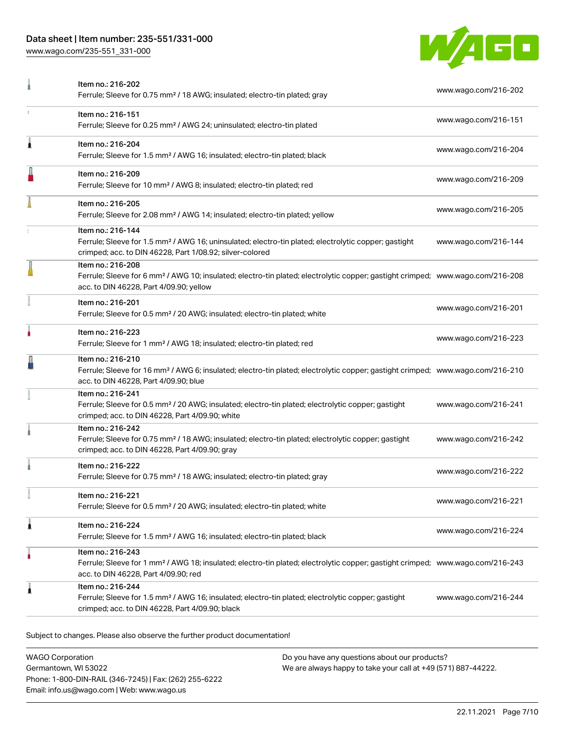| | Item | Link |
|---|---|---|
| | Item no.: 216-202<br>Ferrule; Sleeve for 0.75 mm² / 18 AWG; insulated; electro-tin plated; gray | www.wago.com/216-202 |
| | Item no.: 216-151<br>Ferrule; Sleeve for 0.25 mm² / AWG 24; uninsulated; electro-tin plated | www.wago.com/216-151 |
| | Item no.: 216-204<br>Ferrule; Sleeve for 1.5 mm² / AWG 16; insulated; electro-tin plated; black | www.wago.com/216-204 |
| | Item no.: 216-209<br>Ferrule; Sleeve for 10 mm² / AWG 8; insulated; electro-tin plated; red | www.wago.com/216-209 |
| | Item no.: 216-205<br>Ferrule; Sleeve for 2.08 mm² / AWG 14; insulated; electro-tin plated; yellow | www.wago.com/216-205 |
| | Item no.: 216-144<br>Ferrule; Sleeve for 1.5 mm² / AWG 16; uninsulated; electro-tin plated; electrolytic copper; gastight crimped; acc. to DIN 46228, Part 1/08.92; silver-colored | www.wago.com/216-144 |
| | Item no.: 216-208<br>Ferrule; Sleeve for 6 mm² / AWG 10; insulated; electro-tin plated; electrolytic copper; gastight crimped; acc. to DIN 46228, Part 4/09.90; yellow | www.wago.com/216-208 |
| | Item no.: 216-201<br>Ferrule; Sleeve for 0.5 mm² / 20 AWG; insulated; electro-tin plated; white | www.wago.com/216-201 |
| | Item no.: 216-223<br>Ferrule; Sleeve for 1 mm² / AWG 18; insulated; electro-tin plated; red | www.wago.com/216-223 |
| | Item no.: 216-210<br>Ferrule; Sleeve for 16 mm² / AWG 6; insulated; electro-tin plated; electrolytic copper; gastight crimped; acc. to DIN 46228, Part 4/09.90; blue | www.wago.com/216-210 |
| | Item no.: 216-241<br>Ferrule; Sleeve for 0.5 mm² / 20 AWG; insulated; electro-tin plated; electrolytic copper; gastight crimped; acc. to DIN 46228, Part 4/09.90; white | www.wago.com/216-241 |
| | Item no.: 216-242<br>Ferrule; Sleeve for 0.75 mm² / 18 AWG; insulated; electro-tin plated; electrolytic copper; gastight crimped; acc. to DIN 46228, Part 4/09.90; gray | www.wago.com/216-242 |
| | Item no.: 216-222<br>Ferrule; Sleeve for 0.75 mm² / 18 AWG; insulated; electro-tin plated; gray | www.wago.com/216-222 |
| | Item no.: 216-221<br>Ferrule; Sleeve for 0.5 mm² / 20 AWG; insulated; electro-tin plated; white | www.wago.com/216-221 |
| | Item no.: 216-224<br>Ferrule; Sleeve for 1.5 mm² / AWG 16; insulated; electro-tin plated; black | www.wago.com/216-224 |
| | Item no.: 216-243<br>Ferrule; Sleeve for 1 mm² / AWG 18; insulated; electro-tin plated; electrolytic copper; gastight crimped; acc. to DIN 46228, Part 4/09.90; red | www.wago.com/216-243 |
| | Item no.: 216-244<br>Ferrule; Sleeve for 1.5 mm² / AWG 16; insulated; electro-tin plated; electrolytic copper; gastight crimped; acc. to DIN 46228, Part 4/09.90; black | www.wago.com/216-244 |

Subject to changes. Please also observe the further product documentation!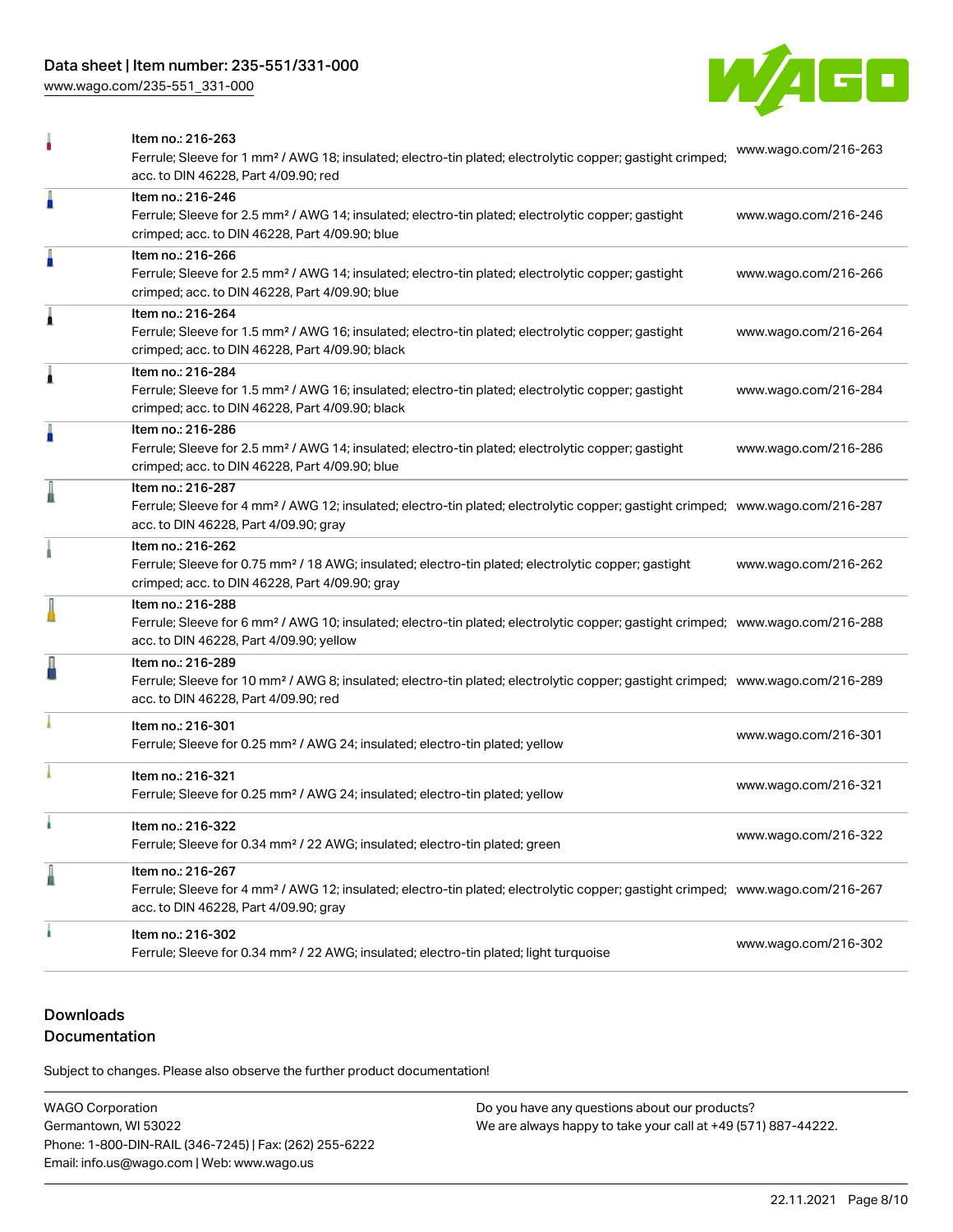| | | |
|---|---|---|
| | Item no.: 216-263<br>Ferrule; Sleeve for 1 mm² / AWG 18; insulated; electro-tin plated; electrolytic copper; gastight crimped; acc. to DIN 46228, Part 4/09.90; red | www.wago.com/216-263 |
| | Item no.: 216-246<br>Ferrule; Sleeve for 2.5 mm² / AWG 14; insulated; electro-tin plated; electrolytic copper; gastight crimped; acc. to DIN 46228, Part 4/09.90; blue | www.wago.com/216-246 |
| | Item no.: 216-266<br>Ferrule; Sleeve for 2.5 mm² / AWG 14; insulated; electro-tin plated; electrolytic copper; gastight crimped; acc. to DIN 46228, Part 4/09.90; blue | www.wago.com/216-266 |
| | Item no.: 216-264<br>Ferrule; Sleeve for 1.5 mm² / AWG 16; insulated; electro-tin plated; electrolytic copper; gastight crimped; acc. to DIN 46228, Part 4/09.90; black | www.wago.com/216-264 |
| | Item no.: 216-284<br>Ferrule; Sleeve for 1.5 mm² / AWG 16; insulated; electro-tin plated; electrolytic copper; gastight crimped; acc. to DIN 46228, Part 4/09.90; black | www.wago.com/216-284 |
| | Item no.: 216-286<br>Ferrule; Sleeve for 2.5 mm² / AWG 14; insulated; electro-tin plated; electrolytic copper; gastight crimped; acc. to DIN 46228, Part 4/09.90; blue | www.wago.com/216-286 |
| | Item no.: 216-287<br>Ferrule; Sleeve for 4 mm² / AWG 12; insulated; electro-tin plated; electrolytic copper; gastight crimped; acc. to DIN 46228, Part 4/09.90; gray | www.wago.com/216-287 |
| | Item no.: 216-262<br>Ferrule; Sleeve for 0.75 mm² / 18 AWG; insulated; electro-tin plated; electrolytic copper; gastight crimped; acc. to DIN 46228, Part 4/09.90; gray | www.wago.com/216-262 |
| | Item no.: 216-288<br>Ferrule; Sleeve for 6 mm² / AWG 10; insulated; electro-tin plated; electrolytic copper; gastight crimped; acc. to DIN 46228, Part 4/09.90; yellow | www.wago.com/216-288 |
| | Item no.: 216-289<br>Ferrule; Sleeve for 10 mm² / AWG 8; insulated; electro-tin plated; electrolytic copper; gastight crimped; acc. to DIN 46228, Part 4/09.90; red | www.wago.com/216-289 |
| | Item no.: 216-301<br>Ferrule; Sleeve for 0.25 mm² / AWG 24; insulated; electro-tin plated; yellow | www.wago.com/216-301 |
| | Item no.: 216-321<br>Ferrule; Sleeve for 0.25 mm² / AWG 24; insulated; electro-tin plated; yellow | www.wago.com/216-321 |
| | Item no.: 216-322<br>Ferrule; Sleeve for 0.34 mm² / 22 AWG; insulated; electro-tin plated; green | www.wago.com/216-322 |
| | Item no.: 216-267<br>Ferrule; Sleeve for 4 mm² / AWG 12; insulated; electro-tin plated; electrolytic copper; gastight crimped; acc. to DIN 46228, Part 4/09.90; gray | www.wago.com/216-267 |
| | Item no.: 216-302<br>Ferrule; Sleeve for 0.34 mm² / 22 AWG; insulated; electro-tin plated; light turquoise | www.wago.com/216-302 |

## Downloads
## Documentation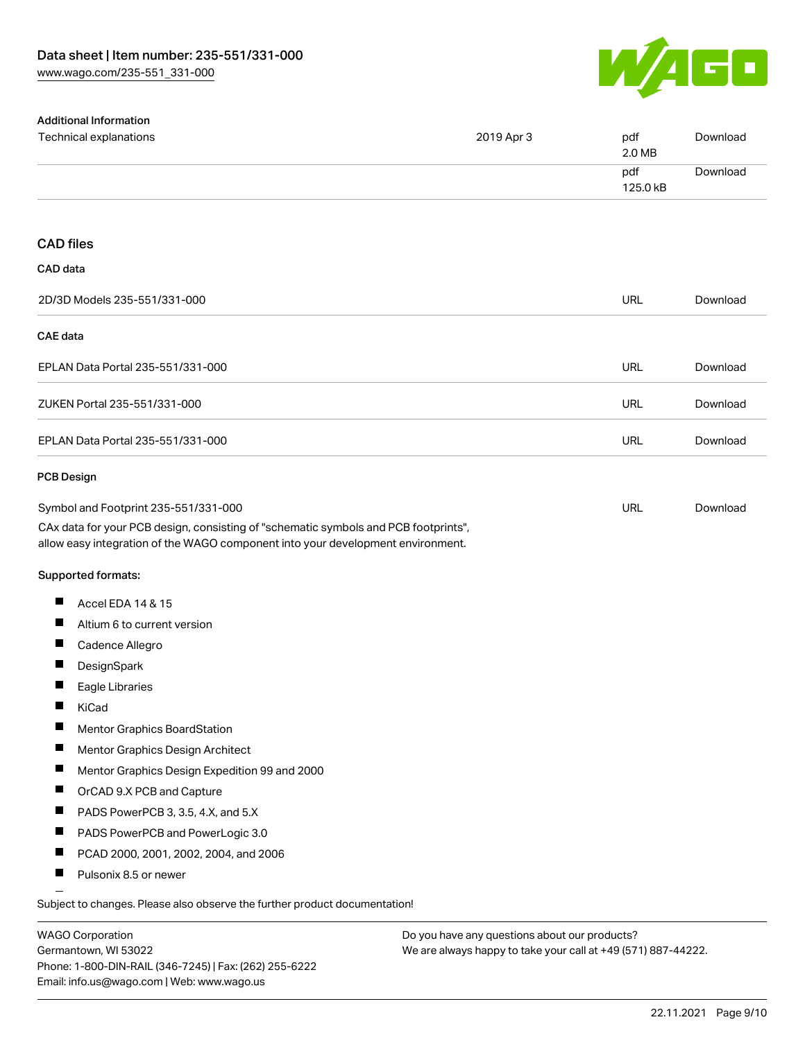### Additional Information

| | | | |
|---|---|---|---|
| Technical explanations | 2019 Apr 3 | pdf<br>2.0 MB | Download |
| | | pdf<br>125.0 kB | Download |

## CAD files

### CAD data

| | | |
|---|---|---|
| 2D/3D Models 235-551/331-000 | URL | Download |

### CAE data

| | | |
|---|---|---|
| EPLAN Data Portal 235-551/331-000 | URL | Download |
| ZUKEN Portal 235-551/331-000 | URL | Download |
| EPLAN Data Portal 235-551/331-000 | URL | Download |

### PCB Design

| | | |
|---|---|---|
| Symbol and Footprint 235-551/331-000 | URL | Download |

CAx data for your PCB design, consisting of "schematic symbols and PCB footprints", allow easy integration of the WAGO component into your development environment.

Supported formats:

- Accel EDA 14 & 15
- Altium 6 to current version
- Cadence Allegro
- DesignSpark
- Eagle Libraries
- KiCad
- Mentor Graphics BoardStation
- Mentor Graphics Design Architect
- Mentor Graphics Design Expedition 99 and 2000
- OrCAD 9.X PCB and Capture
- PADS PowerPCB 3, 3.5, 4.X, and 5.X
- PADS PowerPCB and PowerLogic 3.0
- PCAD 2000, 2001, 2002, 2004, and 2006
- Pulsonix 8.5 or newer

Subject to changes. Please also observe the further product documentation!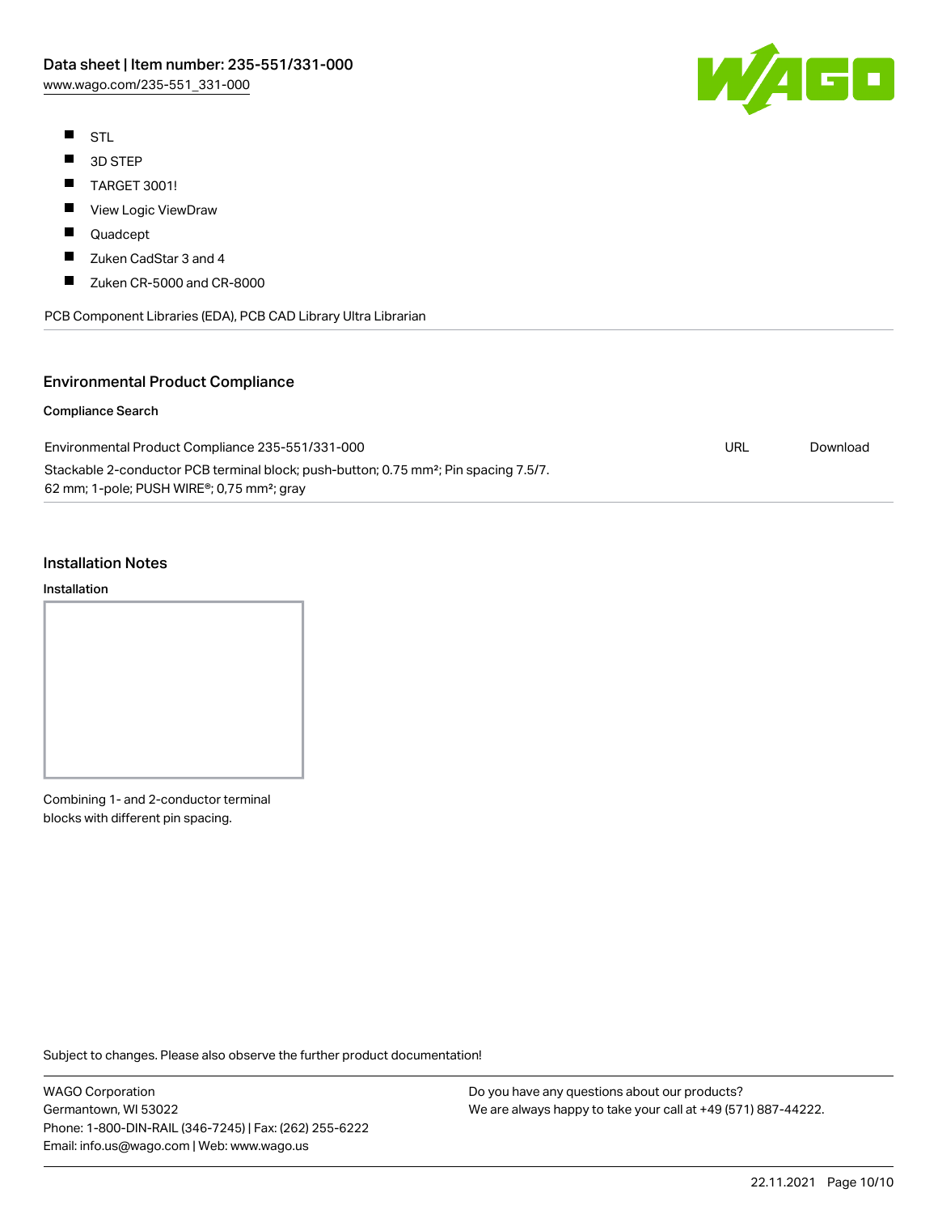- STL
- 3D STEP
- TARGET 3001!
- View Logic ViewDraw
- Quadcept
- Zuken CadStar 3 and 4
- Zuken CR-5000 and CR-8000

PCB Component Libraries (EDA), PCB CAD Library Ultra Librarian

## Environmental Product Compliance

### Compliance Search

| | | |
|---|---|---|
| Environmental Product Compliance 235-551/331-000 | URL | Download |
| Stackable 2-conductor PCB terminal block; push-button; 0.75 mm²; Pin spacing 7.5/7.62 mm; 1-pole; PUSH WIRE®; 0,75 mm²; gray | | |

## Installation Notes

### Installation

Combining 1- and 2-conductor terminal blocks with different pin spacing.

Subject to changes. Please also observe the further product documentation!

WAGO Corporation
Germantown, WI 53022
Phone: 1-800-DIN-RAIL (346-7245) | Fax: (262) 255-6222
Email: info.us@wago.com | Web: www.wago.us

Do you have any questions about our products?
We are always happy to take your call at +49 (571) 887-44222.